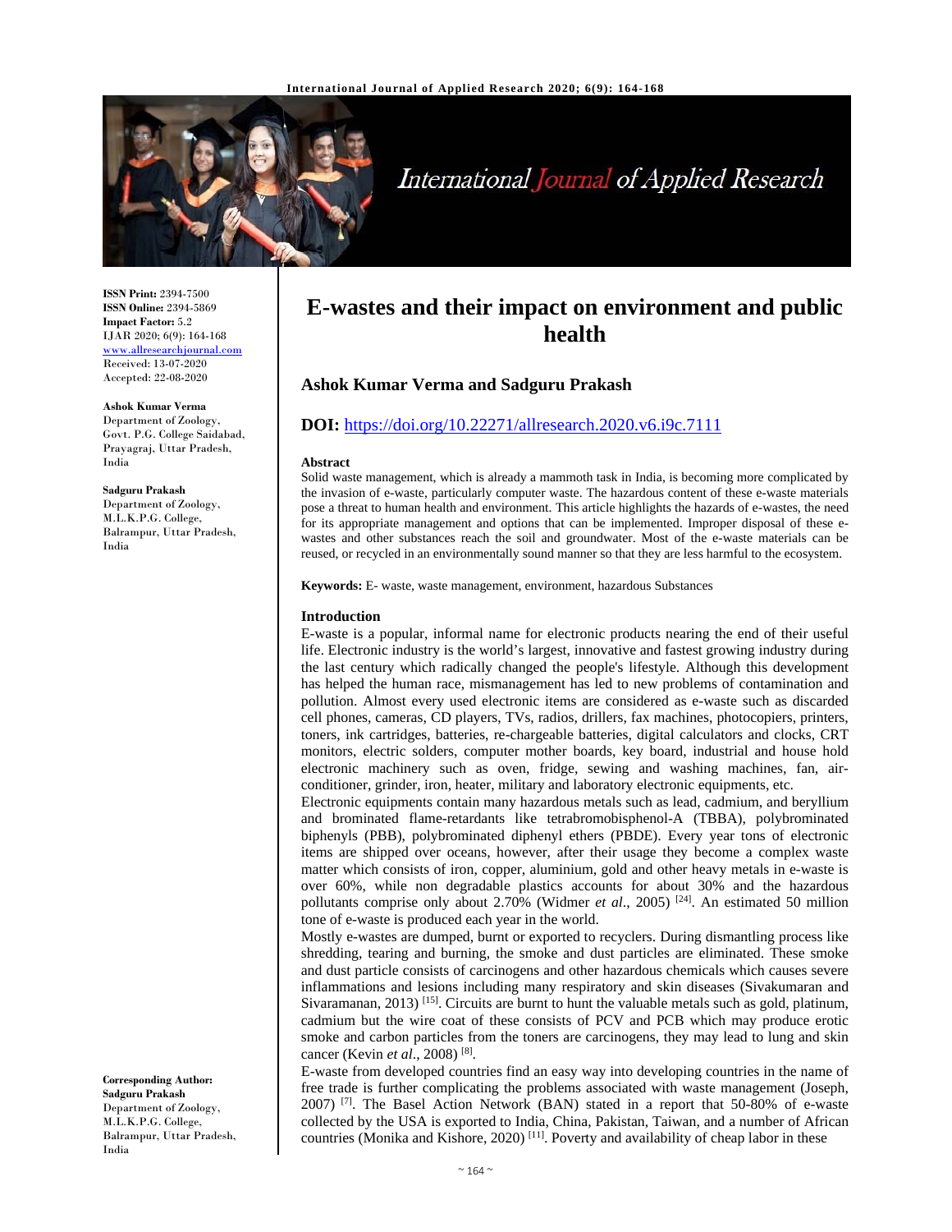# E-wastes and their impact on environment and public health

**Ashok Kumar Verma and Sadguru Prakash**

**DOI:** https://doi.org/10.22271/allresearch.2020.v6.i9c.7111

**ISSN Print:** 2394-7500
**ISSN Online:** 2394-5869
**Impact Factor:** 5.2
IJAR 2020; 6(9): 164-168
www.allresearchjournal.com
Received: 13-07-2020
Accepted: 22-08-2020

**Ashok Kumar Verma**
Department of Zoology, Govt. P.G. College Saidabad, Prayagraj, Uttar Pradesh, India

**Sadguru Prakash**
Department of Zoology, M.L.K.P.G. College, Balrampur, Uttar Pradesh, India

**Corresponding Author:**
**Sadguru Prakash**
Department of Zoology, M.L.K.P.G. College, Balrampur, Uttar Pradesh, India

## Abstract

Solid waste management, which is already a mammoth task in India, is becoming more complicated by the invasion of e-waste, particularly computer waste. The hazardous content of these e-waste materials pose a threat to human health and environment. This article highlights the hazards of e-wastes, the need for its appropriate management and options that can be implemented. Improper disposal of these e-wastes and other substances reach the soil and groundwater. Most of the e-waste materials can be reused, or recycled in an environmentally sound manner so that they are less harmful to the ecosystem.

**Keywords:** E- waste, waste management, environment, hazardous Substances

## Introduction

E-waste is a popular, informal name for electronic products nearing the end of their useful life. Electronic industry is the world's largest, innovative and fastest growing industry during the last century which radically changed the people's lifestyle. Although this development has helped the human race, mismanagement has led to new problems of contamination and pollution. Almost every used electronic items are considered as e-waste such as discarded cell phones, cameras, CD players, TVs, radios, drillers, fax machines, photocopiers, printers, toners, ink cartridges, batteries, re-chargeable batteries, digital calculators and clocks, CRT monitors, electric solders, computer mother boards, key board, industrial and house hold electronic machinery such as oven, fridge, sewing and washing machines, fan, air-conditioner, grinder, iron, heater, military and laboratory electronic equipments, etc.

Electronic equipments contain many hazardous metals such as lead, cadmium, and beryllium and brominated flame-retardants like tetrabromobisphenol-A (TBBA), polybrominated biphenyls (PBB), polybrominated diphenyl ethers (PBDE). Every year tons of electronic items are shipped over oceans, however, after their usage they become a complex waste matter which consists of iron, copper, aluminium, gold and other heavy metals in e-waste is over 60%, while non degradable plastics accounts for about 30% and the hazardous pollutants comprise only about 2.70% (Widmer *et al*., 2005) [24]. An estimated 50 million tone of e-waste is produced each year in the world.

Mostly e-wastes are dumped, burnt or exported to recyclers. During dismantling process like shredding, tearing and burning, the smoke and dust particles are eliminated. These smoke and dust particle consists of carcinogens and other hazardous chemicals which causes severe inflammations and lesions including many respiratory and skin diseases (Sivakumaran and Sivaramanan, 2013) [15]. Circuits are burnt to hunt the valuable metals such as gold, platinum, cadmium but the wire coat of these consists of PCV and PCB which may produce erotic smoke and carbon particles from the toners are carcinogens, they may lead to lung and skin cancer (Kevin *et al*., 2008) [8].

E-waste from developed countries find an easy way into developing countries in the name of free trade is further complicating the problems associated with waste management (Joseph, 2007) [7]. The Basel Action Network (BAN) stated in a report that 50-80% of e-waste collected by the USA is exported to India, China, Pakistan, Taiwan, and a number of African countries (Monika and Kishore, 2020) [11]. Poverty and availability of cheap labor in these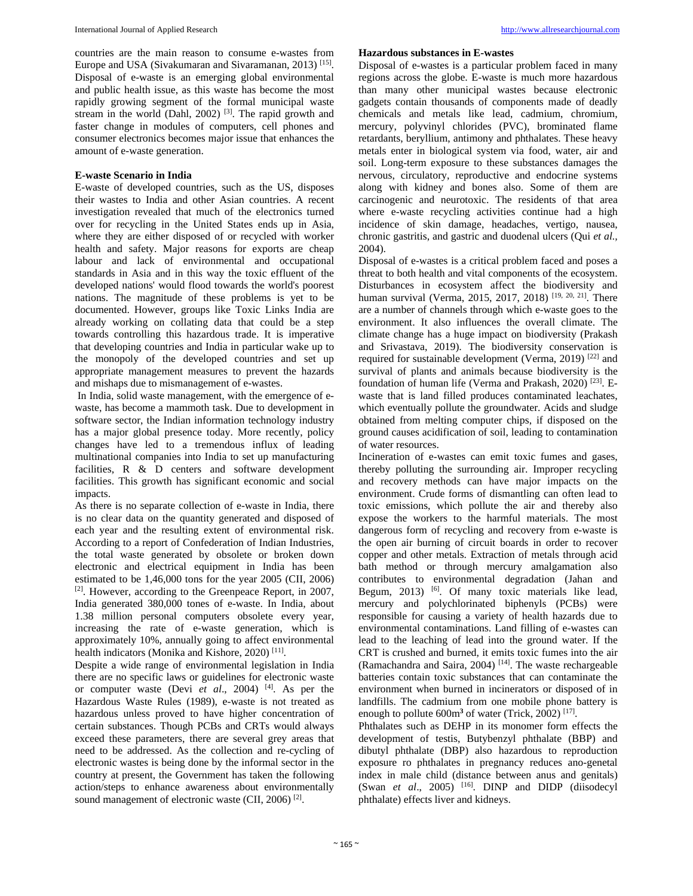countries are the main reason to consume e-wastes from Europe and USA (Sivakumaran and Sivaramanan, 2013) [15]. Disposal of e-waste is an emerging global environmental and public health issue, as this waste has become the most rapidly growing segment of the formal municipal waste stream in the world (Dahl, 2002) [3]. The rapid growth and faster change in modules of computers, cell phones and consumer electronics becomes major issue that enhances the amount of e-waste generation.

## E-waste Scenario in India

E-waste of developed countries, such as the US, disposes their wastes to India and other Asian countries. A recent investigation revealed that much of the electronics turned over for recycling in the United States ends up in Asia, where they are either disposed of or recycled with worker health and safety. Major reasons for exports are cheap labour and lack of environmental and occupational standards in Asia and in this way the toxic effluent of the developed nations' would flood towards the world's poorest nations. The magnitude of these problems is yet to be documented. However, groups like Toxic Links India are already working on collating data that could be a step towards controlling this hazardous trade. It is imperative that developing countries and India in particular wake up to the monopoly of the developed countries and set up appropriate management measures to prevent the hazards and mishaps due to mismanagement of e-wastes.

In India, solid waste management, with the emergence of e-waste, has become a mammoth task. Due to development in software sector, the Indian information technology industry has a major global presence today. More recently, policy changes have led to a tremendous influx of leading multinational companies into India to set up manufacturing facilities, R & D centers and software development facilities. This growth has significant economic and social impacts.

As there is no separate collection of e-waste in India, there is no clear data on the quantity generated and disposed of each year and the resulting extent of environmental risk. According to a report of Confederation of Indian Industries, the total waste generated by obsolete or broken down electronic and electrical equipment in India has been estimated to be 1,46,000 tons for the year 2005 (CII, 2006) [2]. However, according to the Greenpeace Report, in 2007, India generated 380,000 tones of e-waste. In India, about 1.38 million personal computers obsolete every year, increasing the rate of e-waste generation, which is approximately 10%, annually going to affect environmental health indicators (Monika and Kishore, 2020) [11].

Despite a wide range of environmental legislation in India there are no specific laws or guidelines for electronic waste or computer waste (Devi *et al*., 2004) [4]. As per the Hazardous Waste Rules (1989), e-waste is not treated as hazardous unless proved to have higher concentration of certain substances. Though PCBs and CRTs would always exceed these parameters, there are several grey areas that need to be addressed. As the collection and re-cycling of electronic wastes is being done by the informal sector in the country at present, the Government has taken the following action/steps to enhance awareness about environmentally sound management of electronic waste (CII, 2006) [2].

## Hazardous substances in E-wastes

Disposal of e-wastes is a particular problem faced in many regions across the globe. E-waste is much more hazardous than many other municipal wastes because electronic gadgets contain thousands of components made of deadly chemicals and metals like lead, cadmium, chromium, mercury, polyvinyl chlorides (PVC), brominated flame retardants, beryllium, antimony and phthalates. These heavy metals enter in biological system via food, water, air and soil. Long-term exposure to these substances damages the nervous, circulatory, reproductive and endocrine systems along with kidney and bones also. Some of them are carcinogenic and neurotoxic. The residents of that area where e-waste recycling activities continue had a high incidence of skin damage, headaches, vertigo, nausea, chronic gastritis, and gastric and duodenal ulcers (Qui *et al.,* 2004).

Disposal of e-wastes is a critical problem faced and poses a threat to both health and vital components of the ecosystem. Disturbances in ecosystem affect the biodiversity and human survival (Verma, 2015, 2017, 2018) [19, 20, 21]. There are a number of channels through which e-waste goes to the environment. It also influences the overall climate. The climate change has a huge impact on biodiversity (Prakash and Srivastava, 2019). The biodiversity conservation is required for sustainable development (Verma, 2019) [22] and survival of plants and animals because biodiversity is the foundation of human life (Verma and Prakash, 2020) [23]. E-waste that is land filled produces contaminated leachates, which eventually pollute the groundwater. Acids and sludge obtained from melting computer chips, if disposed on the ground causes acidification of soil, leading to contamination of water resources.

Incineration of e-wastes can emit toxic fumes and gases, thereby polluting the surrounding air. Improper recycling and recovery methods can have major impacts on the environment. Crude forms of dismantling can often lead to toxic emissions, which pollute the air and thereby also expose the workers to the harmful materials. The most dangerous form of recycling and recovery from e-waste is the open air burning of circuit boards in order to recover copper and other metals. Extraction of metals through acid bath method or through mercury amalgamation also contributes to environmental degradation (Jahan and Begum, 2013) [6]. Of many toxic materials like lead, mercury and polychlorinated biphenyls (PCBs) were responsible for causing a variety of health hazards due to environmental contaminations. Land filling of e-wastes can lead to the leaching of lead into the ground water. If the CRT is crushed and burned, it emits toxic fumes into the air (Ramachandra and Saira, 2004) [14]. The waste rechargeable batteries contain toxic substances that can contaminate the environment when burned in incinerators or disposed of in landfills. The cadmium from one mobile phone battery is enough to pollute 600m$^3$ of water (Trick, 2002) [17].

Phthalates such as DEHP in its monomer form effects the development of testis, Butybenzyl phthalate (BBP) and dibutyl phthalate (DBP) also hazardous to reproduction exposure ro phthalates in pregnancy reduces ano-genetal index in male child (distance between anus and genitals) (Swan *et al*., 2005) [16]. DINP and DIDP (diisodecyl phthalate) effects liver and kidneys.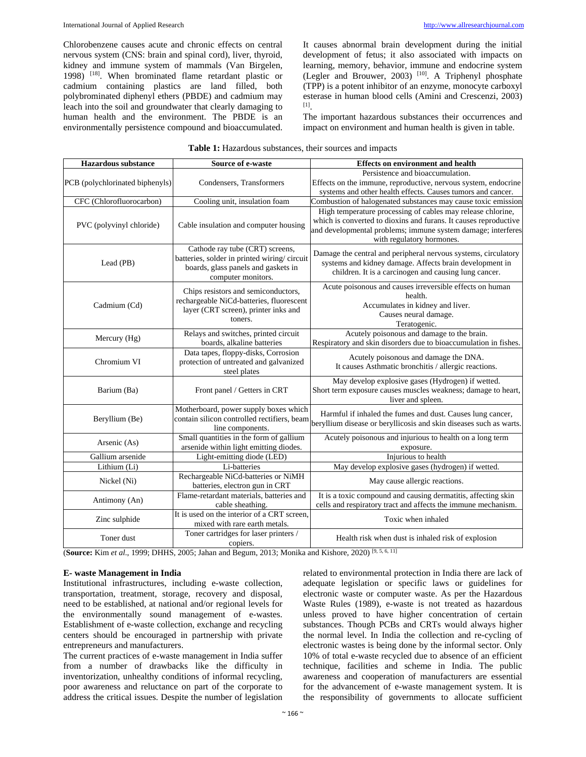Chlorobenzene causes acute and chronic effects on central nervous system (CNS: brain and spinal cord), liver, thyroid, kidney and immune system of mammals (Van Birgelen, 1998) [18]. When brominated flame retardant plastic or cadmium containing plastics are land filled, both polybrominated diphenyl ethers (PBDE) and cadmium may leach into the soil and groundwater that clearly damaging to human health and the environment. The PBDE is an environmentally persistence compound and bioaccumulated. It causes abnormal brain development during the initial development of fetus; it also associated with impacts on learning, memory, behavior, immune and endocrine system (Legler and Brouwer, 2003) [10]. A Triphenyl phosphate (TPP) is a potent inhibitor of an enzyme, monocyte carboxyl esterase in human blood cells (Amini and Crescenzi, 2003) [1].

The important hazardous substances their occurrences and impact on environment and human health is given in table.

**Table 1:** Hazardous substances, their sources and impacts

| Hazardous substance | Source of e-waste | Effects on environment and health |
|---|---|---|
| PCB (polychlorinated biphenyls) | Condensers, Transformers | Persistence and bioaccumulation. Effects on the immune, reproductive, nervous system, endocrine systems and other health effects. Causes tumors and cancer. |
| CFC (Chlorofluorocarbon) | Cooling unit, insulation foam | Combustion of halogenated substances may cause toxic emission |
| PVC (polyvinyl chloride) | Cable insulation and computer housing | High temperature processing of cables may release chlorine, which is converted to dioxins and furans. It causes reproductive and developmental problems; immune system damage; interferes with regulatory hormones. |
| Lead (PB) | Cathode ray tube (CRT) screens, batteries, solder in printed wiring/ circuit boards, glass panels and gaskets in computer monitors. | Damage the central and peripheral nervous systems, circulatory systems and kidney damage. Affects brain development in children. It is a carcinogen and causing lung cancer. |
| Cadmium (Cd) | Chips resistors and semiconductors, rechargeable NiCd-batteries, fluorescent layer (CRT screen), printer inks and toners. | Acute poisonous and causes irreversible effects on human health. Accumulates in kidney and liver. Causes neural damage. Teratogenic. |
| Mercury (Hg) | Relays and switches, printed circuit boards, alkaline batteries | Acutely poisonous and damage to the brain. Respiratory and skin disorders due to bioaccumulation in fishes. |
| Chromium VI | Data tapes, floppy-disks, Corrosion protection of untreated and galvanized steel plates | Acutely poisonous and damage the DNA. It causes Asthmatic bronchitis / allergic reactions. |
| Barium (Ba) | Front panel / Getters in CRT | May develop explosive gases (Hydrogen) if wetted. Short term exposure causes muscles weakness; damage to heart, liver and spleen. |
| Beryllium (Be) | Motherboard, power supply boxes which contain silicon controlled rectifiers, beam line components. | Harmful if inhaled the fumes and dust. Causes lung cancer, beryllium disease or beryllicosis and skin diseases such as warts. |
| Arsenic (As) | Small quantities in the form of gallium arsenide within light emitting diodes. | Acutely poisonous and injurious to health on a long term exposure. |
| Gallium arsenide | Light-emitting diode (LED) | Injurious to health |
| Lithium (Li) | Li-batteries | May develop explosive gases (hydrogen) if wetted. |
| Nickel (Ni) | Rechargeable NiCd-batteries or NiMH batteries, electron gun in CRT | May cause allergic reactions. |
| Antimony (An) | Flame-retardant materials, batteries and cable sheathing. | It is a toxic compound and causing dermatitis, affecting skin cells and respiratory tract and affects the immune mechanism. |
| Zinc sulphide | It is used on the interior of a CRT screen, mixed with rare earth metals. | Toxic when inhaled |
| Toner dust | Toner cartridges for laser printers / copiers. | Health risk when dust is inhaled risk of explosion |

(**Source:** Kim *et al.*, 1999; DHHS, 2005; Jahan and Begum, 2013; Monika and Kishore, 2020) [9, 5, 6, 11]

### E- waste Management in India

Institutional infrastructures, including e-waste collection, transportation, treatment, storage, recovery and disposal, need to be established, at national and/or regional levels for the environmentally sound management of e-wastes. Establishment of e-waste collection, exchange and recycling centers should be encouraged in partnership with private entrepreneurs and manufacturers.

The current practices of e-waste management in India suffer from a number of drawbacks like the difficulty in inventorization, unhealthy conditions of informal recycling, poor awareness and reluctance on part of the corporate to address the critical issues. Despite the number of legislation related to environmental protection in India there are lack of adequate legislation or specific laws or guidelines for electronic waste or computer waste. As per the Hazardous Waste Rules (1989), e-waste is not treated as hazardous unless proved to have higher concentration of certain substances. Though PCBs and CRTs would always higher the normal level. In India the collection and re-cycling of electronic wastes is being done by the informal sector. Only 10% of total e-waste recycled due to absence of an efficient technique, facilities and scheme in India. The public awareness and cooperation of manufacturers are essential for the advancement of e-waste management system. It is the responsibility of governments to allocate sufficient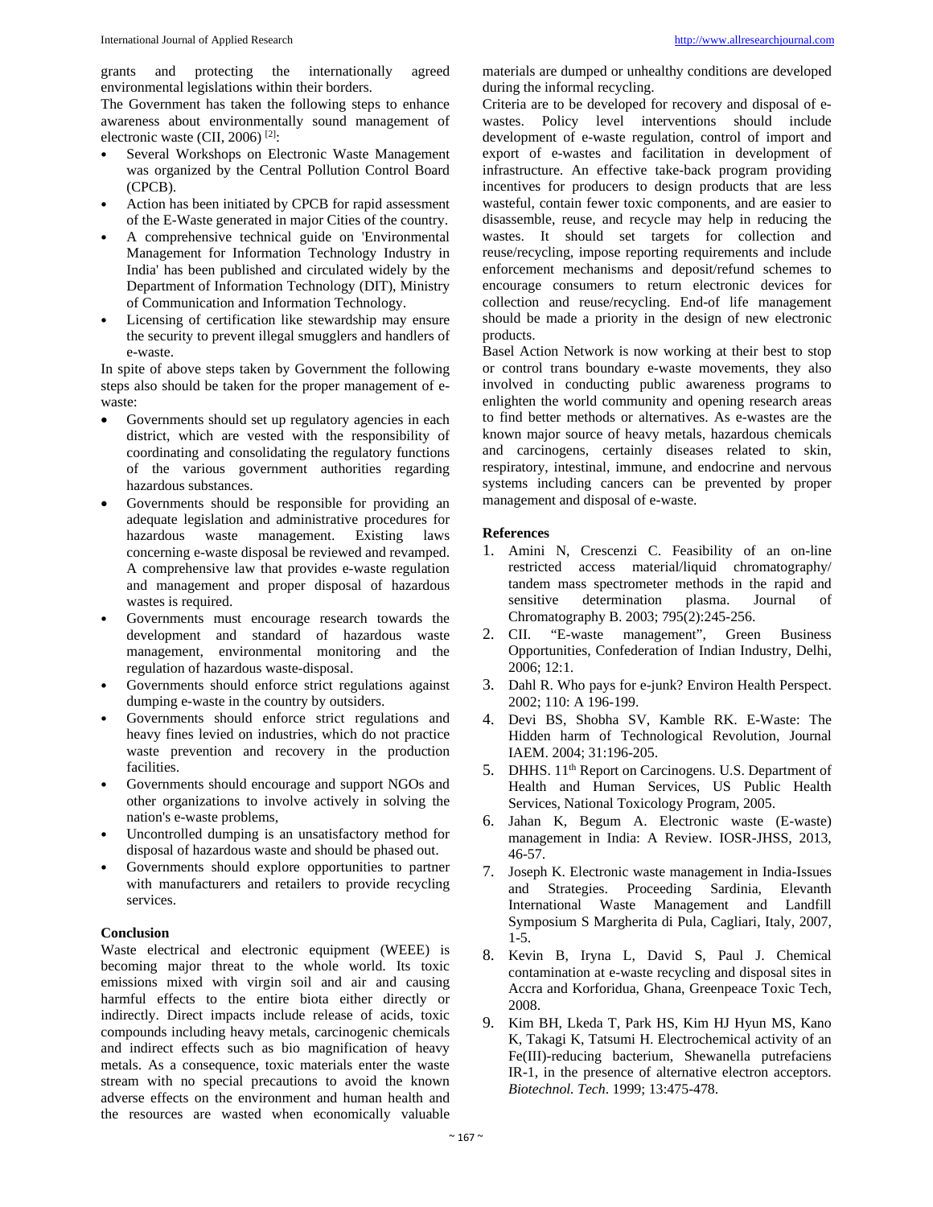grants and protecting the internationally agreed environmental legislations within their borders.

The Government has taken the following steps to enhance awareness about environmentally sound management of electronic waste (CII, 2006) [2]:

- Several Workshops on Electronic Waste Management was organized by the Central Pollution Control Board (CPCB).
- Action has been initiated by CPCB for rapid assessment of the E-Waste generated in major Cities of the country.
- A comprehensive technical guide on 'Environmental Management for Information Technology Industry in India' has been published and circulated widely by the Department of Information Technology (DIT), Ministry of Communication and Information Technology.
- Licensing of certification like stewardship may ensure the security to prevent illegal smugglers and handlers of e-waste.

In spite of above steps taken by Government the following steps also should be taken for the proper management of e-waste:

- Governments should set up regulatory agencies in each district, which are vested with the responsibility of coordinating and consolidating the regulatory functions of the various government authorities regarding hazardous substances.
- Governments should be responsible for providing an adequate legislation and administrative procedures for hazardous waste management. Existing laws concerning e-waste disposal be reviewed and revamped. A comprehensive law that provides e-waste regulation and management and proper disposal of hazardous wastes is required.
- Governments must encourage research towards the development and standard of hazardous waste management, environmental monitoring and the regulation of hazardous waste-disposal.
- Governments should enforce strict regulations against dumping e-waste in the country by outsiders.
- Governments should enforce strict regulations and heavy fines levied on industries, which do not practice waste prevention and recovery in the production facilities.
- Governments should encourage and support NGOs and other organizations to involve actively in solving the nation's e-waste problems,
- Uncontrolled dumping is an unsatisfactory method for disposal of hazardous waste and should be phased out.
- Governments should explore opportunities to partner with manufacturers and retailers to provide recycling services.

## Conclusion

Waste electrical and electronic equipment (WEEE) is becoming major threat to the whole world. Its toxic emissions mixed with virgin soil and air and causing harmful effects to the entire biota either directly or indirectly. Direct impacts include release of acids, toxic compounds including heavy metals, carcinogenic chemicals and indirect effects such as bio magnification of heavy metals. As a consequence, toxic materials enter the waste stream with no special precautions to avoid the known adverse effects on the environment and human health and the resources are wasted when economically valuable materials are dumped or unhealthy conditions are developed during the informal recycling.

Criteria are to be developed for recovery and disposal of e-wastes. Policy level interventions should include development of e-waste regulation, control of import and export of e-wastes and facilitation in development of infrastructure. An effective take-back program providing incentives for producers to design products that are less wasteful, contain fewer toxic components, and are easier to disassemble, reuse, and recycle may help in reducing the wastes. It should set targets for collection and reuse/recycling, impose reporting requirements and include enforcement mechanisms and deposit/refund schemes to encourage consumers to return electronic devices for collection and reuse/recycling. End-of life management should be made a priority in the design of new electronic products.

Basel Action Network is now working at their best to stop or control trans boundary e-waste movements, they also involved in conducting public awareness programs to enlighten the world community and opening research areas to find better methods or alternatives. As e-wastes are the known major source of heavy metals, hazardous chemicals and carcinogens, certainly diseases related to skin, respiratory, intestinal, immune, and endocrine and nervous systems including cancers can be prevented by proper management and disposal of e-waste.

## References

1. Amini N, Crescenzi C. Feasibility of an on-line restricted access material/liquid chromatography/ tandem mass spectrometer methods in the rapid and sensitive determination plasma. Journal of Chromatography B. 2003; 795(2):245-256.
2. CII. “E-waste management”, Green Business Opportunities, Confederation of Indian Industry, Delhi, 2006; 12:1.
3. Dahl R. Who pays for e-junk? Environ Health Perspect. 2002; 110: A 196-199.
4. Devi BS, Shobha SV, Kamble RK. E-Waste: The Hidden harm of Technological Revolution, Journal IAEM. 2004; 31:196-205.
5. DHHS. 11th Report on Carcinogens. U.S. Department of Health and Human Services, US Public Health Services, National Toxicology Program, 2005.
6. Jahan K, Begum A. Electronic waste (E-waste) management in India: A Review. IOSR-JHSS, 2013, 46-57.
7. Joseph K. Electronic waste management in India-Issues and Strategies. Proceeding Sardinia, Elevanth International Waste Management and Landfill Symposium S Margherita di Pula, Cagliari, Italy, 2007, 1-5.
8. Kevin B, Iryna L, David S, Paul J. Chemical contamination at e-waste recycling and disposal sites in Accra and Korforidua, Ghana, Greenpeace Toxic Tech, 2008.
9. Kim BH, Lkeda T, Park HS, Kim HJ Hyun MS, Kano K, Takagi K, Tatsumi H. Electrochemical activity of an Fe(III)-reducing bacterium, Shewanella putrefaciens IR-1, in the presence of alternative electron acceptors. *Biotechnol. Tech*. 1999; 13:475-478.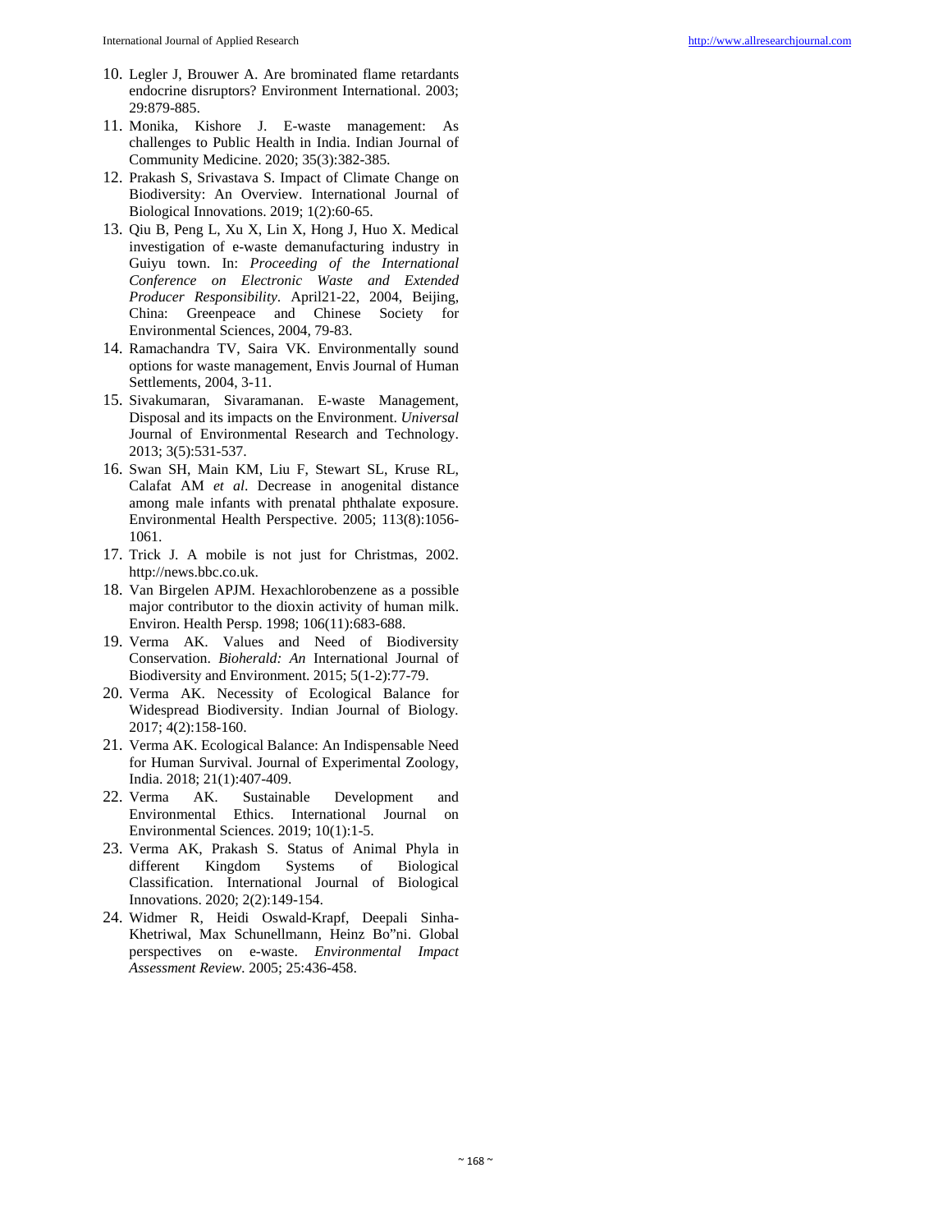10. Legler J, Brouwer A. Are brominated flame retardants endocrine disruptors? Environment International. 2003; 29:879-885.
11. Monika, Kishore J. E-waste management: As challenges to Public Health in India. Indian Journal of Community Medicine. 2020; 35(3):382-385.
12. Prakash S, Srivastava S. Impact of Climate Change on Biodiversity: An Overview. International Journal of Biological Innovations. 2019; 1(2):60-65.
13. Qiu B, Peng L, Xu X, Lin X, Hong J, Huo X. Medical investigation of e-waste demanufacturing industry in Guiyu town. In: *Proceeding of the International Conference on Electronic Waste and Extended Producer Responsibility*. April21-22, 2004, Beijing, China: Greenpeace and Chinese Society for Environmental Sciences, 2004, 79-83.
14. Ramachandra TV, Saira VK. Environmentally sound options for waste management, Envis Journal of Human Settlements, 2004, 3-11.
15. Sivakumaran, Sivaramanan. E-waste Management, Disposal and its impacts on the Environment. *Universal* Journal of Environmental Research and Technology. 2013; 3(5):531-537.
16. Swan SH, Main KM, Liu F, Stewart SL, Kruse RL, Calafat AM *et al*. Decrease in anogenital distance among male infants with prenatal phthalate exposure. Environmental Health Perspective. 2005; 113(8):1056-1061.
17. Trick J. A mobile is not just for Christmas, 2002. http://news.bbc.co.uk.
18. Van Birgelen APJM. Hexachlorobenzene as a possible major contributor to the dioxin activity of human milk. Environ. Health Persp. 1998; 106(11):683-688.
19. Verma AK. Values and Need of Biodiversity Conservation. *Bioherald: An* International Journal of Biodiversity and Environment. 2015; 5(1-2):77-79.
20. Verma AK. Necessity of Ecological Balance for Widespread Biodiversity. Indian Journal of Biology. 2017; 4(2):158-160.
21. Verma AK. Ecological Balance: An Indispensable Need for Human Survival. Journal of Experimental Zoology, India. 2018; 21(1):407-409.
22. Verma AK. Sustainable Development and Environmental Ethics. International Journal on Environmental Sciences. 2019; 10(1):1-5.
23. Verma AK, Prakash S. Status of Animal Phyla in different Kingdom Systems of Biological Classification. International Journal of Biological Innovations. 2020; 2(2):149-154.
24. Widmer R, Heidi Oswald-Krapf, Deepali Sinha-Khetriwal, Max Schunellmann, Heinz Bo"ni. Global perspectives on e-waste. *Environmental Impact Assessment Review.* 2005; 25:436-458.